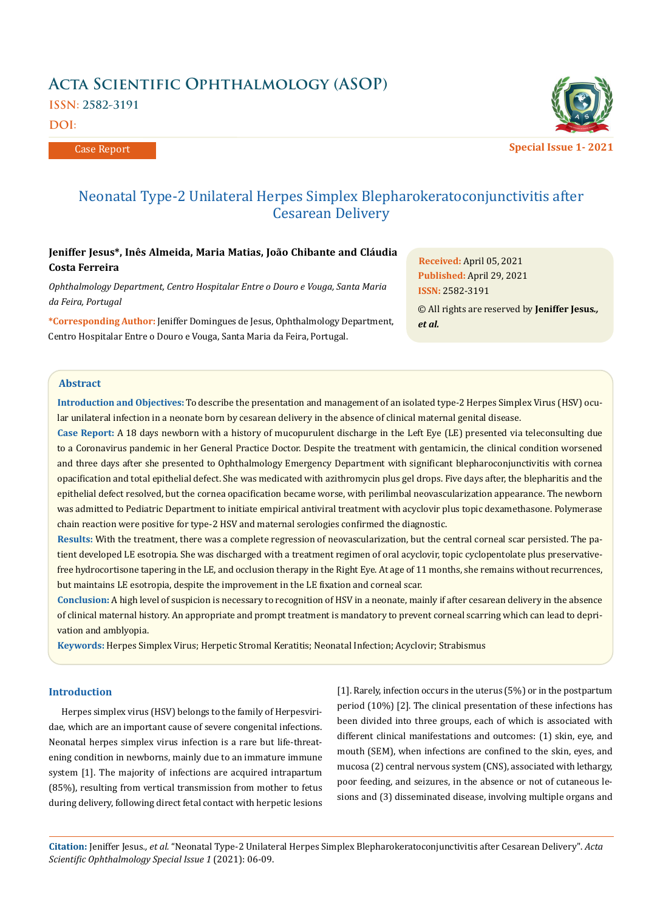# Acta Scientific Ophthalmology (ASOP)

ISSN: 2582-3191

DOI:

Case Report

Special Issue 1- 2021

# Neonatal Type-2 Unilateral Herpes Simplex Blepharokeratoconjunctivitis after Cesarean Delivery

**Jeniffer Jesus*, Inês Almeida, Maria Matias, João Chibante and Cláudia Costa Ferreira**

*Ophthalmology Department, Centro Hospitalar Entre o Douro e Vouga, Santa Maria da Feira, Portugal*

**\*Corresponding Author:** Jeniffer Domingues de Jesus, Ophthalmology Department, Centro Hospitalar Entre o Douro e Vouga, Santa Maria da Feira, Portugal.

**Received:** April 05, 2021
**Published:** April 29, 2021
**ISSN:** 2582-3191
© All rights are reserved by **Jeniffer Jesus., *et al.***

## Abstract

**Introduction and Objectives:** To describe the presentation and management of an isolated type-2 Herpes Simplex Virus (HSV) ocular unilateral infection in a neonate born by cesarean delivery in the absence of clinical maternal genital disease.

**Case Report:** A 18 days newborn with a history of mucopurulent discharge in the Left Eye (LE) presented via teleconsulting due to a Coronavirus pandemic in her General Practice Doctor. Despite the treatment with gentamicin, the clinical condition worsened and three days after she presented to Ophthalmology Emergency Department with significant blepharoconjunctivitis with cornea opacification and total epithelial defect. She was medicated with azithromycin plus gel drops. Five days after, the blepharitis and the epithelial defect resolved, but the cornea opacification became worse, with perilimbal neovascularization appearance. The newborn was admitted to Pediatric Department to initiate empirical antiviral treatment with acyclovir plus topic dexamethasone. Polymerase chain reaction were positive for type-2 HSV and maternal serologies confirmed the diagnostic.

**Results:** With the treatment, there was a complete regression of neovascularization, but the central corneal scar persisted. The patient developed LE esotropia. She was discharged with a treatment regimen of oral acyclovir, topic cyclopentolate plus preservative-free hydrocortisone tapering in the LE, and occlusion therapy in the Right Eye. At age of 11 months, she remains without recurrences, but maintains LE esotropia, despite the improvement in the LE fixation and corneal scar.

**Conclusion:** A high level of suspicion is necessary to recognition of HSV in a neonate, mainly if after cesarean delivery in the absence of clinical maternal history. An appropriate and prompt treatment is mandatory to prevent corneal scarring which can lead to deprivation and amblyopia.

**Keywords:** Herpes Simplex Virus; Herpetic Stromal Keratitis; Neonatal Infection; Acyclovir; Strabismus

## Introduction

Herpes simplex virus (HSV) belongs to the family of Herpesviridae, which are an important cause of severe congenital infections. Neonatal herpes simplex virus infection is a rare but life-threatening condition in newborns, mainly due to an immature immune system [1]. The majority of infections are acquired intrapartum (85%), resulting from vertical transmission from mother to fetus during delivery, following direct fetal contact with herpetic lesions [1]. Rarely, infection occurs in the uterus (5%) or in the postpartum period (10%) [2]. The clinical presentation of these infections has been divided into three groups, each of which is associated with different clinical manifestations and outcomes: (1) skin, eye, and mouth (SEM), when infections are confined to the skin, eyes, and mucosa (2) central nervous system (CNS), associated with lethargy, poor feeding, and seizures, in the absence or not of cutaneous lesions and (3) disseminated disease, involving multiple organs and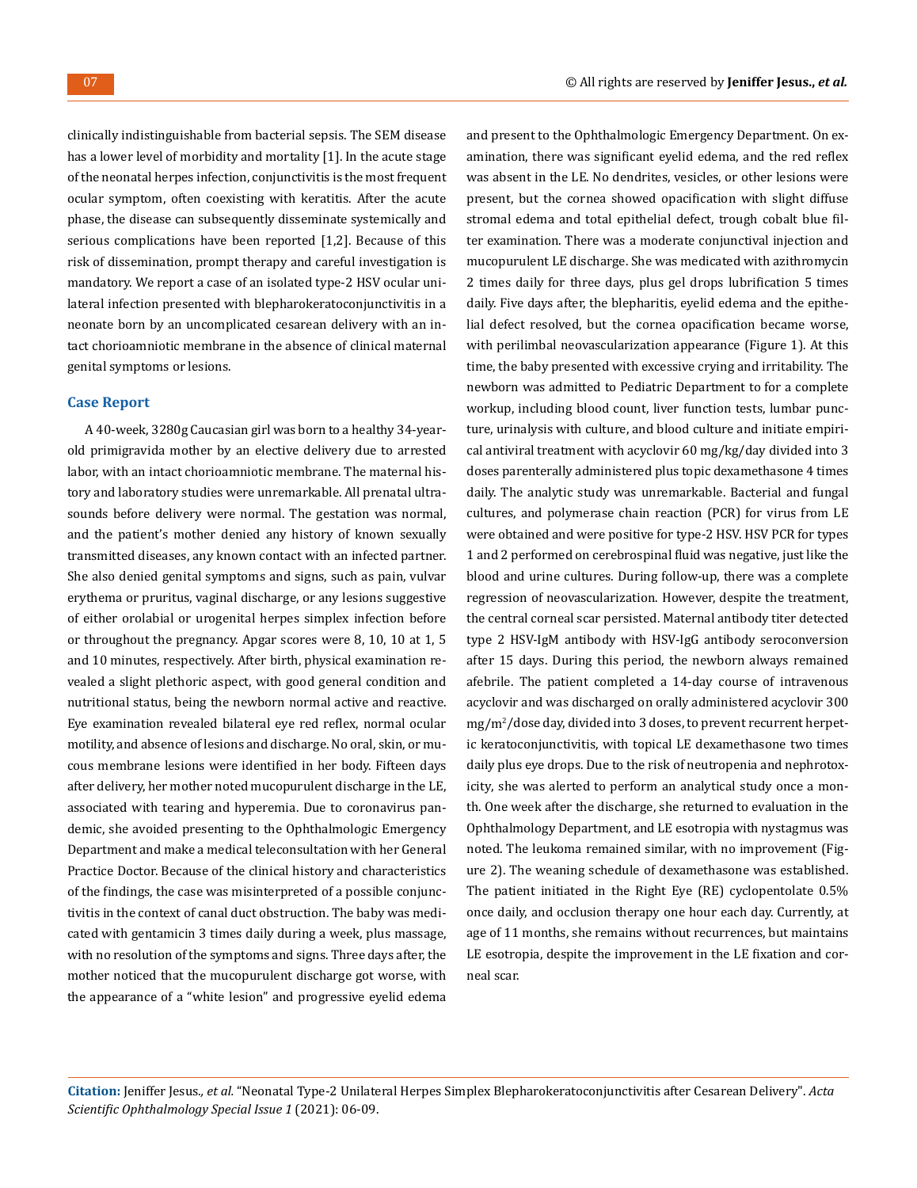clinically indistinguishable from bacterial sepsis. The SEM disease has a lower level of morbidity and mortality [1]. In the acute stage of the neonatal herpes infection, conjunctivitis is the most frequent ocular symptom, often coexisting with keratitis. After the acute phase, the disease can subsequently disseminate systemically and serious complications have been reported [1,2]. Because of this risk of dissemination, prompt therapy and careful investigation is mandatory. We report a case of an isolated type-2 HSV ocular unilateral infection presented with blepharokeratoconjunctivitis in a neonate born by an uncomplicated cesarean delivery with an intact chorioamniotic membrane in the absence of clinical maternal genital symptoms or lesions.

## Case Report

A 40-week, 3280g Caucasian girl was born to a healthy 34-year-old primigravida mother by an elective delivery due to arrested labor, with an intact chorioamniotic membrane. The maternal history and laboratory studies were unremarkable. All prenatal ultrasounds before delivery were normal. The gestation was normal, and the patient's mother denied any history of known sexually transmitted diseases, any known contact with an infected partner. She also denied genital symptoms and signs, such as pain, vulvar erythema or pruritus, vaginal discharge, or any lesions suggestive of either orolabial or urogenital herpes simplex infection before or throughout the pregnancy. Apgar scores were 8, 10, 10 at 1, 5 and 10 minutes, respectively. After birth, physical examination revealed a slight plethoric aspect, with good general condition and nutritional status, being the newborn normal active and reactive. Eye examination revealed bilateral eye red reflex, normal ocular motility, and absence of lesions and discharge. No oral, skin, or mucous membrane lesions were identified in her body. Fifteen days after delivery, her mother noted mucopurulent discharge in the LE, associated with tearing and hyperemia. Due to coronavirus pandemic, she avoided presenting to the Ophthalmologic Emergency Department and make a medical teleconsultation with her General Practice Doctor. Because of the clinical history and characteristics of the findings, the case was misinterpreted of a possible conjunctivitis in the context of canal duct obstruction. The baby was medicated with gentamicin 3 times daily during a week, plus massage, with no resolution of the symptoms and signs. Three days after, the mother noticed that the mucopurulent discharge got worse, with the appearance of a "white lesion" and progressive eyelid edema and present to the Ophthalmologic Emergency Department. On examination, there was significant eyelid edema, and the red reflex was absent in the LE. No dendrites, vesicles, or other lesions were present, but the cornea showed opacification with slight diffuse stromal edema and total epithelial defect, trough cobalt blue filter examination. There was a moderate conjunctival injection and mucopurulent LE discharge. She was medicated with azithromycin 2 times daily for three days, plus gel drops lubrification 5 times daily. Five days after, the blepharitis, eyelid edema and the epithelial defect resolved, but the cornea opacification became worse, with perilimbal neovascularization appearance (Figure 1). At this time, the baby presented with excessive crying and irritability. The newborn was admitted to Pediatric Department to for a complete workup, including blood count, liver function tests, lumbar puncture, urinalysis with culture, and blood culture and initiate empirical antiviral treatment with acyclovir 60 mg/kg/day divided into 3 doses parenterally administered plus topic dexamethasone 4 times daily. The analytic study was unremarkable. Bacterial and fungal cultures, and polymerase chain reaction (PCR) for virus from LE were obtained and were positive for type-2 HSV. HSV PCR for types 1 and 2 performed on cerebrospinal fluid was negative, just like the blood and urine cultures. During follow-up, there was a complete regression of neovascularization. However, despite the treatment, the central corneal scar persisted. Maternal antibody titer detected type 2 HSV-IgM antibody with HSV-IgG antibody seroconversion after 15 days. During this period, the newborn always remained afebrile. The patient completed a 14-day course of intravenous acyclovir and was discharged on orally administered acyclovir 300 $mg/m^2$/dose day, divided into 3 doses, to prevent recurrent herpetic keratoconjunctivitis, with topical LE dexamethasone two times daily plus eye drops. Due to the risk of neutropenia and nephrotoxicity, she was alerted to perform an analytical study once a month. One week after the discharge, she returned to evaluation in the Ophthalmology Department, and LE esotropia with nystagmus was noted. The leukoma remained similar, with no improvement (Figure 2). The weaning schedule of dexamethasone was established. The patient initiated in the Right Eye (RE) cyclopentolate 0.5% once daily, and occlusion therapy one hour each day. Currently, at age of 11 months, she remains without recurrences, but maintains LE esotropia, despite the improvement in the LE fixation and corneal scar.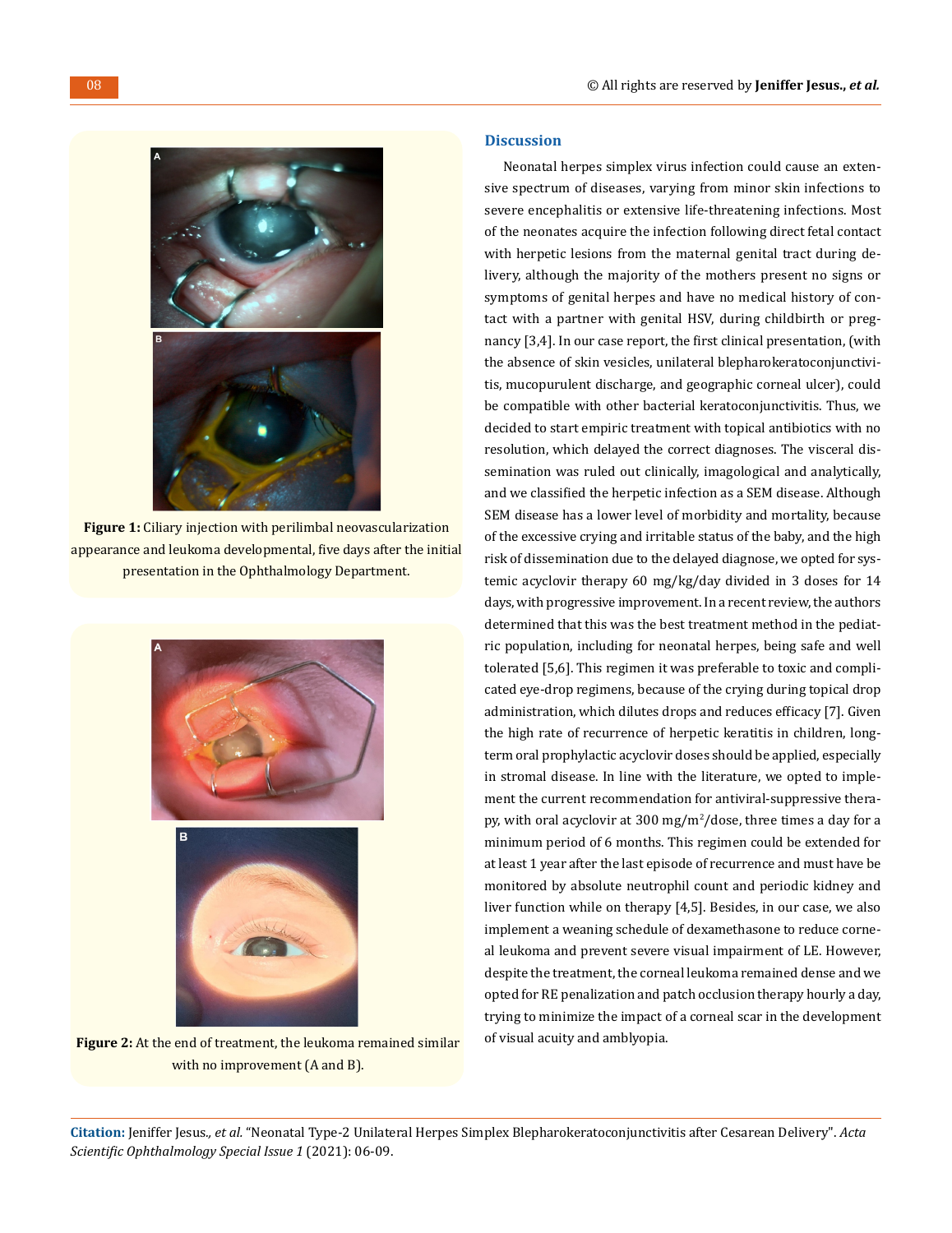Figure 1: Ciliary injection with perilimbal neovascularization appearance and leukoma developmental, five days after the initial presentation in the Ophthalmology Department.

Figure 2: At the end of treatment, the leukoma remained similar with no improvement (A and B).

## Discussion

Neonatal herpes simplex virus infection could cause an extensive spectrum of diseases, varying from minor skin infections to severe encephalitis or extensive life-threatening infections. Most of the neonates acquire the infection following direct fetal contact with herpetic lesions from the maternal genital tract during delivery, although the majority of the mothers present no signs or symptoms of genital herpes and have no medical history of contact with a partner with genital HSV, during childbirth or pregnancy [3,4]. In our case report, the first clinical presentation, (with the absence of skin vesicles, unilateral blepharokeratoconjunctivitis, mucopurulent discharge, and geographic corneal ulcer), could be compatible with other bacterial keratoconjunctivitis. Thus, we decided to start empiric treatment with topical antibiotics with no resolution, which delayed the correct diagnoses. The visceral dissemination was ruled out clinically, imagological and analytically, and we classified the herpetic infection as a SEM disease. Although SEM disease has a lower level of morbidity and mortality, because of the excessive crying and irritable status of the baby, and the high risk of dissemination due to the delayed diagnose, we opted for systemic acyclovir therapy 60 mg/kg/day divided in 3 doses for 14 days, with progressive improvement. In a recent review, the authors determined that this was the best treatment method in the pediatric population, including for neonatal herpes, being safe and well tolerated [5,6]. This regimen it was preferable to toxic and complicated eye-drop regimens, because of the crying during topical drop administration, which dilutes drops and reduces efficacy [7]. Given the high rate of recurrence of herpetic keratitis in children, long-term oral prophylactic acyclovir doses should be applied, especially in stromal disease. In line with the literature, we opted to implement the current recommendation for antiviral-suppressive therapy, with oral acyclovir at 300 mg/m$^2$/dose, three times a day for a minimum period of 6 months. This regimen could be extended for at least 1 year after the last episode of recurrence and must have be monitored by absolute neutrophil count and periodic kidney and liver function while on therapy [4,5]. Besides, in our case, we also implement a weaning schedule of dexamethasone to reduce corneal leukoma and prevent severe visual impairment of LE. However, despite the treatment, the corneal leukoma remained dense and we opted for RE penalization and patch occlusion therapy hourly a day, trying to minimize the impact of a corneal scar in the development of visual acuity and amblyopia.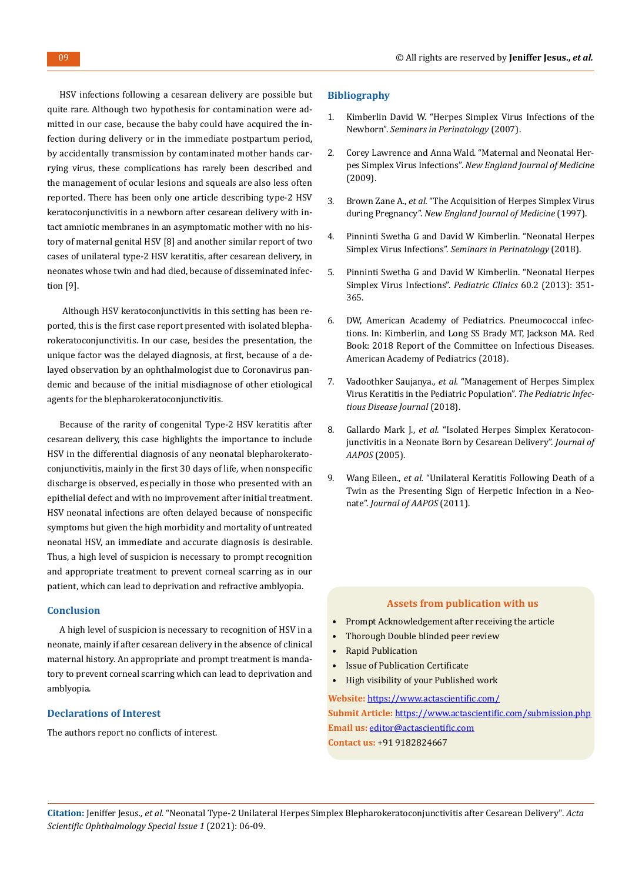HSV infections following a cesarean delivery are possible but quite rare. Although two hypothesis for contamination were admitted in our case, because the baby could have acquired the infection during delivery or in the immediate postpartum period, by accidentally transmission by contaminated mother hands carrying virus, these complications has rarely been described and the management of ocular lesions and squeals are also less often reported. There has been only one article describing type-2 HSV keratoconjunctivitis in a newborn after cesarean delivery with intact amniotic membranes in an asymptomatic mother with no history of maternal genital HSV [8] and another similar report of two cases of unilateral type-2 HSV keratitis, after cesarean delivery, in neonates whose twin and had died, because of disseminated infection [9].

Although HSV keratoconjunctivitis in this setting has been reported, this is the first case report presented with isolated blepharokeratoconjunctivitis. In our case, besides the presentation, the unique factor was the delayed diagnosis, at first, because of a delayed observation by an ophthalmologist due to Coronavirus pandemic and because of the initial misdiagnose of other etiological agents for the blepharokeratoconjunctivitis.

Because of the rarity of congenital Type-2 HSV keratitis after cesarean delivery, this case highlights the importance to include HSV in the differential diagnosis of any neonatal blepharokeratoconjunctivitis, mainly in the first 30 days of life, when nonspecific discharge is observed, especially in those who presented with an epithelial defect and with no improvement after initial treatment. HSV neonatal infections are often delayed because of nonspecific symptoms but given the high morbidity and mortality of untreated neonatal HSV, an immediate and accurate diagnosis is desirable. Thus, a high level of suspicion is necessary to prompt recognition and appropriate treatment to prevent corneal scarring as in our patient, which can lead to deprivation and refractive amblyopia.

## Conclusion

A high level of suspicion is necessary to recognition of HSV in a neonate, mainly if after cesarean delivery in the absence of clinical maternal history. An appropriate and prompt treatment is mandatory to prevent corneal scarring which can lead to deprivation and amblyopia.

## Declarations of Interest

The authors report no conflicts of interest.

## Bibliography

1. Kimberlin David W. "Herpes Simplex Virus Infections of the Newborn". *Seminars in Perinatology* (2007).
2. Corey Lawrence and Anna Wald. "Maternal and Neonatal Herpes Simplex Virus Infections". *New England Journal of Medicine* (2009).
3. Brown Zane A., *et al.* "The Acquisition of Herpes Simplex Virus during Pregnancy". *New England Journal of Medicine* (1997).
4. Pinninti Swetha G and David W Kimberlin. "Neonatal Herpes Simplex Virus Infections". *Seminars in Perinatology* (2018).
5. Pinninti Swetha G and David W Kimberlin. "Neonatal Herpes Simplex Virus Infections". *Pediatric Clinics* 60.2 (2013): 351-365.
6. DW, American Academy of Pediatrics. Pneumococcal infections. In: Kimberlin, and Long SS Brady MT, Jackson MA. Red Book: 2018 Report of the Committee on Infectious Diseases. American Academy of Pediatrics (2018).
7. Vadoothker Saujanya., *et al.* "Management of Herpes Simplex Virus Keratitis in the Pediatric Population". *The Pediatric Infectious Disease Journal* (2018).
8. Gallardo Mark J., *et al.* "Isolated Herpes Simplex Keratoconjunctivitis in a Neonate Born by Cesarean Delivery". *Journal of AAPOS* (2005).
9. Wang Eileen., *et al.* "Unilateral Keratitis Following Death of a Twin as the Presenting Sign of Herpetic Infection in a Neonate". *Journal of AAPOS* (2011).

**Assets from publication with us**

- Prompt Acknowledgement after receiving the article
- Thorough Double blinded peer review
- Rapid Publication
- Issue of Publication Certificate
- High visibility of your Published work

**Website:** https://www.actascientific.com/
**Submit Article:** https://www.actascientific.com/submission.php
**Email us:** editor@actascientific.com
**Contact us:** +91 9182824667